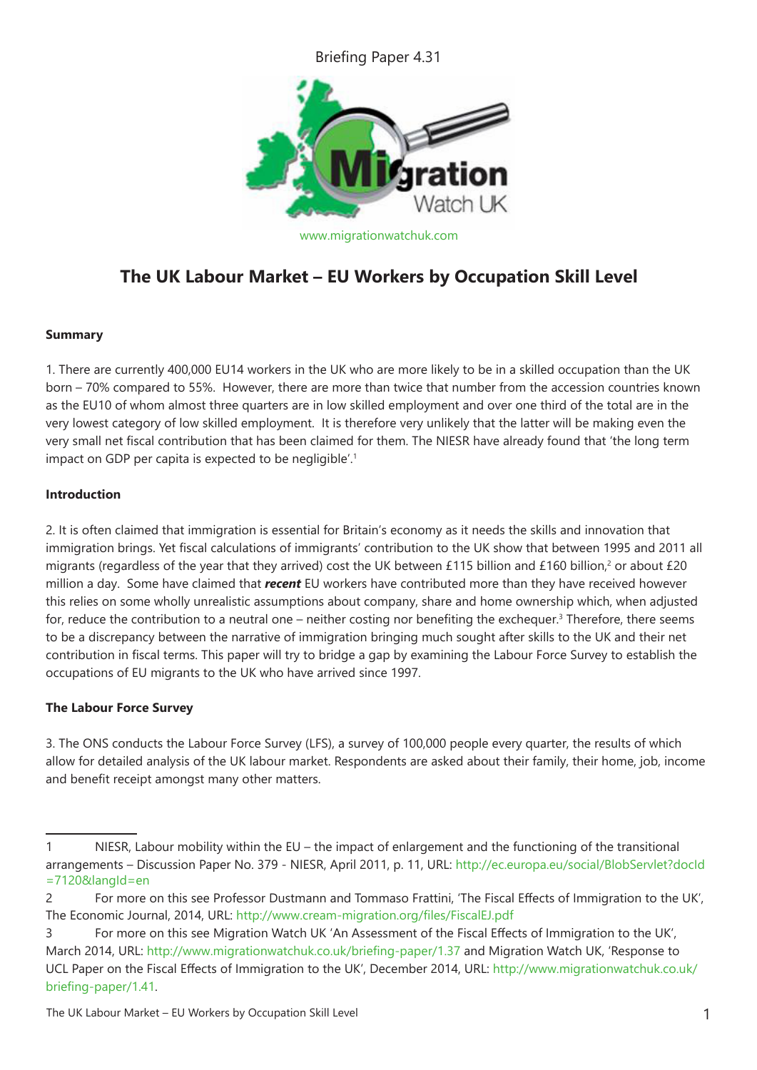Briefing Paper 4.31

www.migrationwatchuk.com

# The UK Labour Market – EU Workers by Occupation Skill Level

### Summary

1. There are currently 400,000 EU14 workers in the UK who are more likely to be in a skilled occupation than the UK born – 70% compared to 55%. However, there are more than twice that number from the accession countries known as the EU10 of whom almost three quarters are in low skilled employment and over one third of the total are in the very lowest category of low skilled employment. It is therefore very unlikely that the latter will be making even the very small net fiscal contribution that has been claimed for them. The NIESR have already found that 'the long term impact on GDP per capita is expected to be negligible'.[1]

### Introduction

2. It is often claimed that immigration is essential for Britain's economy as it needs the skills and innovation that immigration brings. Yet fiscal calculations of immigrants' contribution to the UK show that between 1995 and 2011 all migrants (regardless of the year that they arrived) cost the UK between £115 billion and £160 billion,[2] or about £20 million a day. Some have claimed that ***recent*** EU workers have contributed more than they have received however this relies on some wholly unrealistic assumptions about company, share and home ownership which, when adjusted for, reduce the contribution to a neutral one – neither costing nor benefiting the exchequer.[3] Therefore, there seems to be a discrepancy between the narrative of immigration bringing much sought after skills to the UK and their net contribution in fiscal terms. This paper will try to bridge a gap by examining the Labour Force Survey to establish the occupations of EU migrants to the UK who have arrived since 1997.

### The Labour Force Survey

3. The ONS conducts the Labour Force Survey (LFS), a survey of 100,000 people every quarter, the results of which allow for detailed analysis of the UK labour market. Respondents are asked about their family, their home, job, income and benefit receipt amongst many other matters.

---

1 NIESR, Labour mobility within the EU – the impact of enlargement and the functioning of the transitional arrangements – Discussion Paper No. 379 - NIESR, April 2011, p. 11, URL: http://ec.europa.eu/social/BlobServlet?docId=7120&langId=en

2 For more on this see Professor Dustmann and Tommaso Frattini, 'The Fiscal Effects of Immigration to the UK', The Economic Journal, 2014, URL: http://www.cream-migration.org/files/FiscalEJ.pdf

3 For more on this see Migration Watch UK 'An Assessment of the Fiscal Effects of Immigration to the UK', March 2014, URL: http://www.migrationwatchuk.co.uk/briefing-paper/1.37 and Migration Watch UK, 'Response to UCL Paper on the Fiscal Effects of Immigration to the UK', December 2014, URL: http://www.migrationwatchuk.co.uk/briefing-paper/1.41.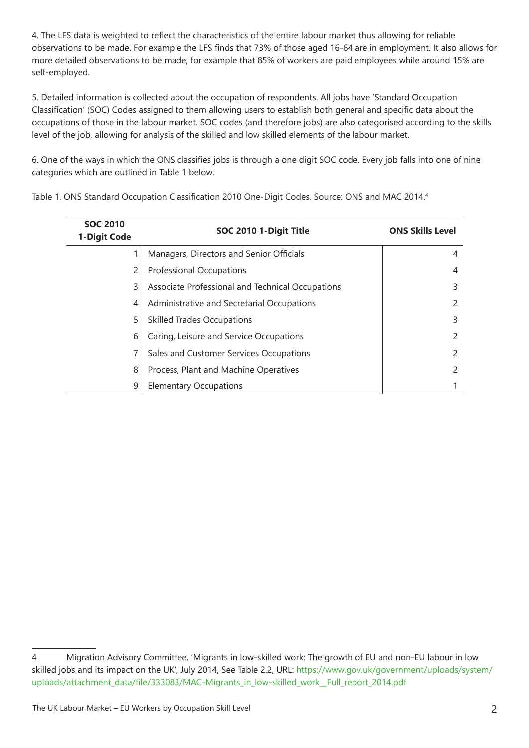4. The LFS data is weighted to reflect the characteristics of the entire labour market thus allowing for reliable observations to be made. For example the LFS finds that 73% of those aged 16-64 are in employment. It also allows for more detailed observations to be made, for example that 85% of workers are paid employees while around 15% are self-employed.

5. Detailed information is collected about the occupation of respondents. All jobs have 'Standard Occupation Classification' (SOC) Codes assigned to them allowing users to establish both general and specific data about the occupations of those in the labour market. SOC codes (and therefore jobs) are also categorised according to the skills level of the job, allowing for analysis of the skilled and low skilled elements of the labour market.

6. One of the ways in which the ONS classifies jobs is through a one digit SOC code. Every job falls into one of nine categories which are outlined in Table 1 below.

Table 1. ONS Standard Occupation Classification 2010 One-Digit Codes. Source: ONS and MAC 2014.[4]

| SOC 2010 1-Digit Code | SOC 2010 1-Digit Title | ONS Skills Level |
|---|---|---|
| 1 | Managers, Directors and Senior Officials | 4 |
| 2 | Professional Occupations | 4 |
| 3 | Associate Professional and Technical Occupations | 3 |
| 4 | Administrative and Secretarial Occupations | 2 |
| 5 | Skilled Trades Occupations | 3 |
| 6 | Caring, Leisure and Service Occupations | 2 |
| 7 | Sales and Customer Services Occupations | 2 |
| 8 | Process, Plant and Machine Operatives | 2 |
| 9 | Elementary Occupations | 1 |

4 Migration Advisory Committee, 'Migrants in low-skilled work: The growth of EU and non-EU labour in low skilled jobs and its impact on the UK', July 2014, See Table 2.2, URL: https://www.gov.uk/government/uploads/system/uploads/attachment_data/file/333083/MAC-Migrants_in_low-skilled_work__Full_report_2014.pdf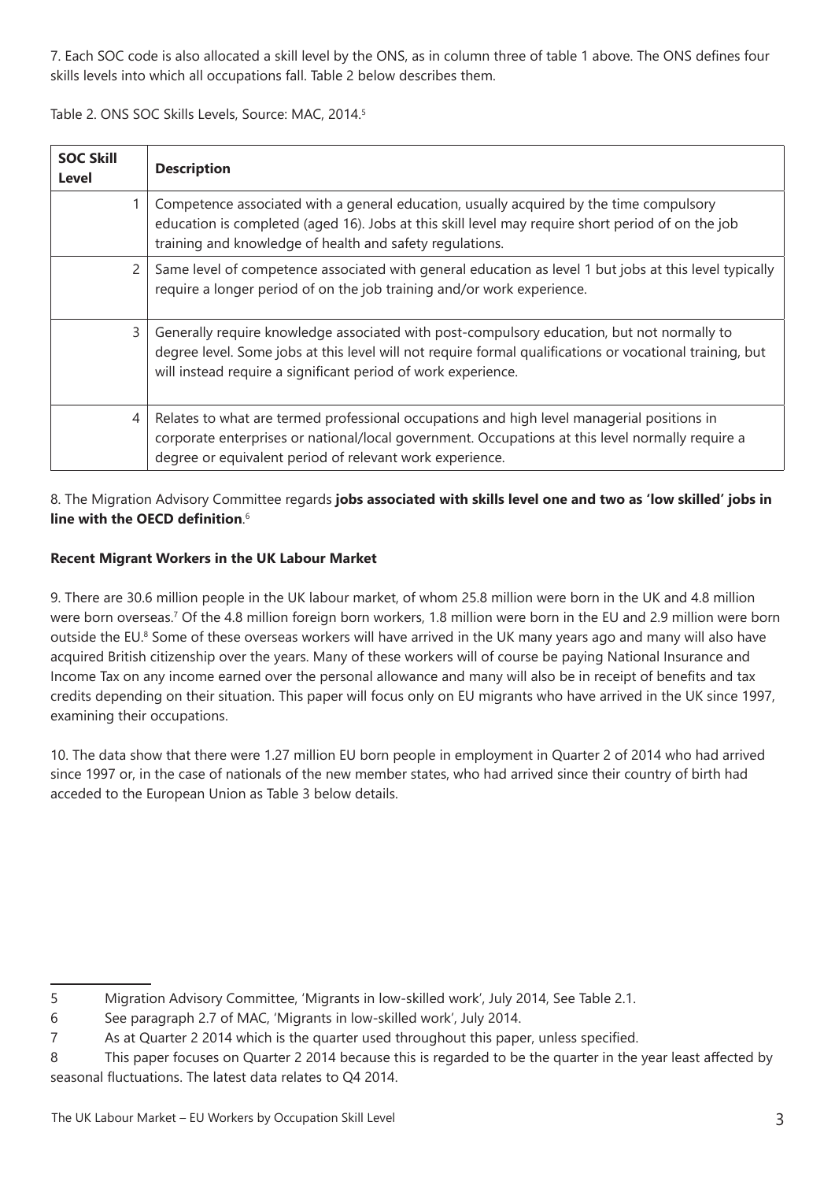7. Each SOC code is also allocated a skill level by the ONS, as in column three of table 1 above. The ONS defines four skills levels into which all occupations fall. Table 2 below describes them.

Table 2. ONS SOC Skills Levels, Source: MAC, 2014.[5]

| SOC Skill Level | Description |
|---|---|
| 1 | Competence associated with a general education, usually acquired by the time compulsory education is completed (aged 16). Jobs at this skill level may require short period of on the job training and knowledge of health and safety regulations. |
| 2 | Same level of competence associated with general education as level 1 but jobs at this level typically require a longer period of on the job training and/or work experience. |
| 3 | Generally require knowledge associated with post-compulsory education, but not normally to degree level. Some jobs at this level will not require formal qualifications or vocational training, but will instead require a significant period of work experience. |
| 4 | Relates to what are termed professional occupations and high level managerial positions in corporate enterprises or national/local government. Occupations at this level normally require a degree or equivalent period of relevant work experience. |

8. The Migration Advisory Committee regards **jobs associated with skills level one and two as 'low skilled' jobs in line with the OECD definition**.[6]

**Recent Migrant Workers in the UK Labour Market**

9. There are 30.6 million people in the UK labour market, of whom 25.8 million were born in the UK and 4.8 million were born overseas.[7] Of the 4.8 million foreign born workers, 1.8 million were born in the EU and 2.9 million were born outside the EU.[8] Some of these overseas workers will have arrived in the UK many years ago and many will also have acquired British citizenship over the years. Many of these workers will of course be paying National Insurance and Income Tax on any income earned over the personal allowance and many will also be in receipt of benefits and tax credits depending on their situation. This paper will focus only on EU migrants who have arrived in the UK since 1997, examining their occupations.

10. The data show that there were 1.27 million EU born people in employment in Quarter 2 of 2014 who had arrived since 1997 or, in the case of nationals of the new member states, who had arrived since their country of birth had acceded to the European Union as Table 3 below details.

---

5 Migration Advisory Committee, 'Migrants in low-skilled work', July 2014, See Table 2.1.

6 See paragraph 2.7 of MAC, 'Migrants in low-skilled work', July 2014.

7 As at Quarter 2 2014 which is the quarter used throughout this paper, unless specified.

8 This paper focuses on Quarter 2 2014 because this is regarded to be the quarter in the year least affected by seasonal fluctuations. The latest data relates to Q4 2014.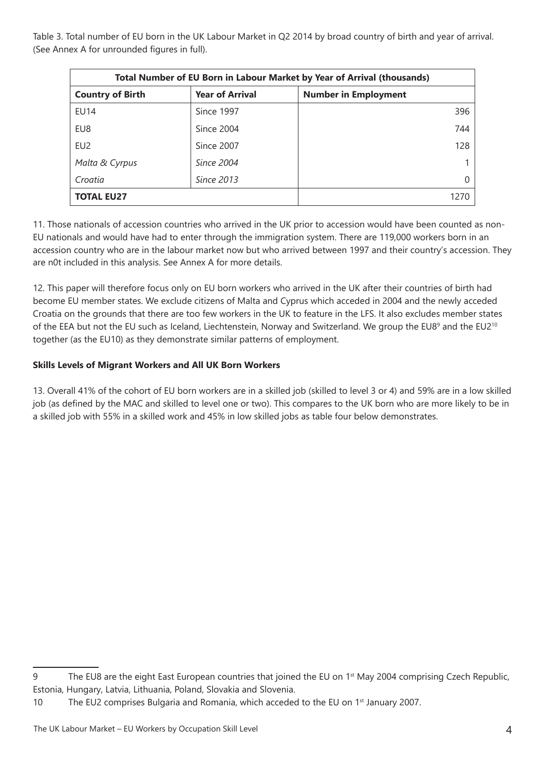Table 3. Total number of EU born in the UK Labour Market in Q2 2014 by broad country of birth and year of arrival. (See Annex A for unrounded figures in full).

| Total Number of EU Born in Labour Market by Year of Arrival (thousands) | | |
|---|---|---|
| **Country of Birth** | **Year of Arrival** | **Number in Employment** |
| EU14 | Since 1997 | 396 |
| EU8 | Since 2004 | 744 |
| EU2 | Since 2007 | 128 |
| *Malta & Cyrpus* | *Since 2004* | 1 |
| *Croatia* | *Since 2013* | 0 |
| **TOTAL EU27** | | 1270 |

11. Those nationals of accession countries who arrived in the UK prior to accession would have been counted as non-EU nationals and would have had to enter through the immigration system. There are 119,000 workers born in an accession country who are in the labour market now but who arrived between 1997 and their country's accession. They are n0t included in this analysis. See Annex A for more details.

12. This paper will therefore focus only on EU born workers who arrived in the UK after their countries of birth had become EU member states. We exclude citizens of Malta and Cyprus which acceded in 2004 and the newly acceded Croatia on the grounds that there are too few workers in the UK to feature in the LFS. It also excludes member states of the EEA but not the EU such as Iceland, Liechtenstein, Norway and Switzerland. We group the EU8[9] and the EU2[10] together (as the EU10) as they demonstrate similar patterns of employment.

**Skills Levels of Migrant Workers and All UK Born Workers**

13. Overall 41% of the cohort of EU born workers are in a skilled job (skilled to level 3 or 4) and 59% are in a low skilled job (as defined by the MAC and skilled to level one or two). This compares to the UK born who are more likely to be in a skilled job with 55% in a skilled work and 45% in low skilled jobs as table four below demonstrates.

---

9 The EU8 are the eight East European countries that joined the EU on 1st May 2004 comprising Czech Republic, Estonia, Hungary, Latvia, Lithuania, Poland, Slovakia and Slovenia.

10 The EU2 comprises Bulgaria and Romania, which acceded to the EU on 1st January 2007.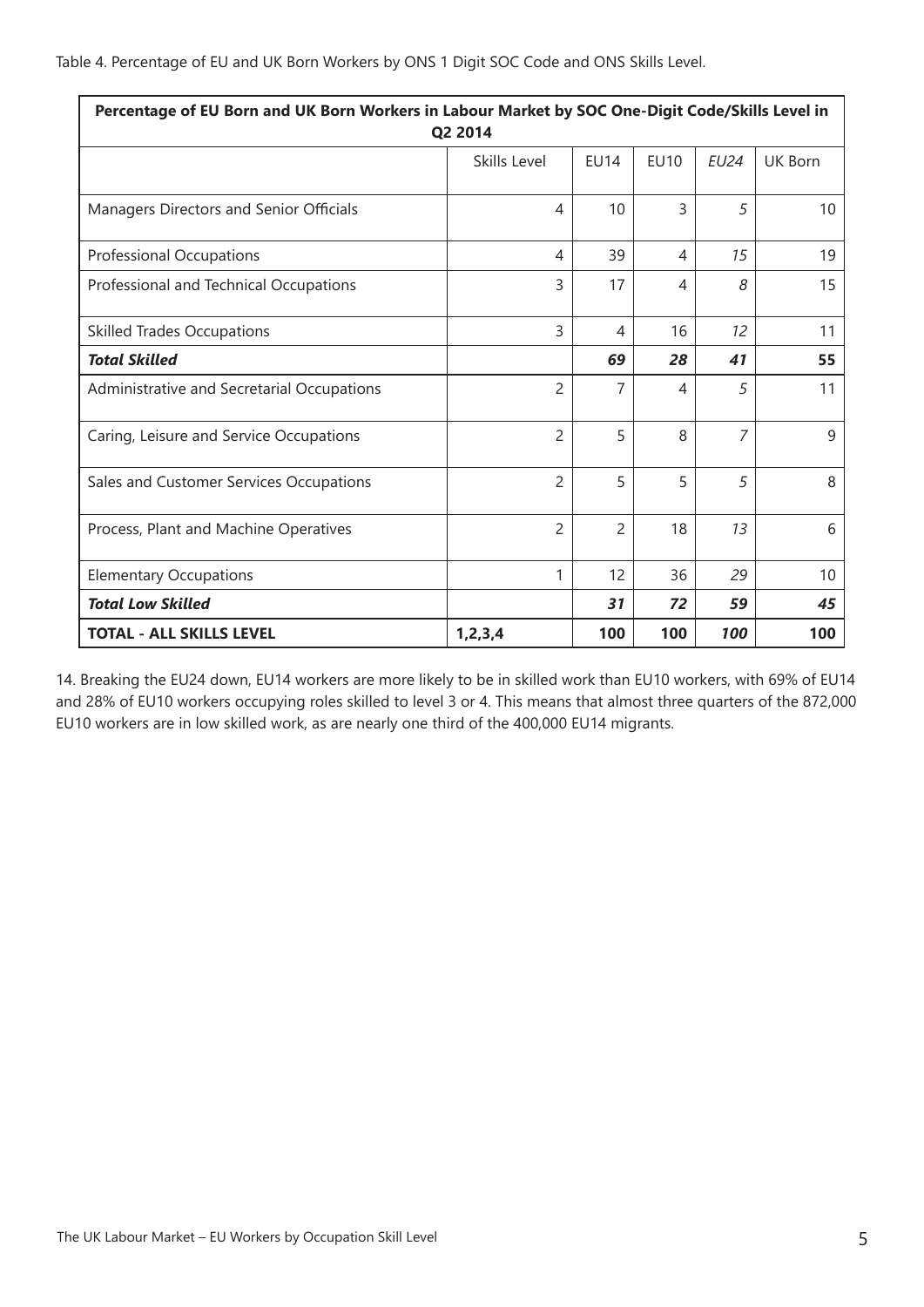Table 4. Percentage of EU and UK Born Workers by ONS 1 Digit SOC Code and ONS Skills Level.

| **Percentage of EU Born and UK Born Workers in Labour Market by SOC One-Digit Code/Skills Level in Q2 2014** | | | | | |
|---|---|---|---|---|---|
| | Skills Level | EU14 | EU10 | *EU24* | UK Born |
| Managers Directors and Senior Officials | 4 | 10 | 3 | *5* | 10 |
| Professional Occupations | 4 | 39 | 4 | *15* | 19 |
| Professional and Technical Occupations | 3 | 17 | 4 | *8* | 15 |
| Skilled Trades Occupations | 3 | 4 | 16 | *12* | 11 |
| ***Total Skilled*** | | ***69*** | ***28*** | ***41*** | ***55*** |
| Administrative and Secretarial Occupations | 2 | 7 | 4 | *5* | 11 |
| Caring, Leisure and Service Occupations | 2 | 5 | 8 | *7* | 9 |
| Sales and Customer Services Occupations | 2 | 5 | 5 | *5* | 8 |
| Process, Plant and Machine Operatives | 2 | 2 | 18 | *13* | 6 |
| Elementary Occupations | 1 | 12 | 36 | *29* | 10 |
| ***Total Low Skilled*** | | ***31*** | ***72*** | ***59*** | ***45*** |
| **TOTAL - ALL SKILLS LEVEL** | **1,2,3,4** | **100** | **100** | ***100*** | **100** |

14. Breaking the EU24 down, EU14 workers are more likely to be in skilled work than EU10 workers, with 69% of EU14 and 28% of EU10 workers occupying roles skilled to level 3 or 4. This means that almost three quarters of the 872,000 EU10 workers are in low skilled work, as are nearly one third of the 400,000 EU14 migrants.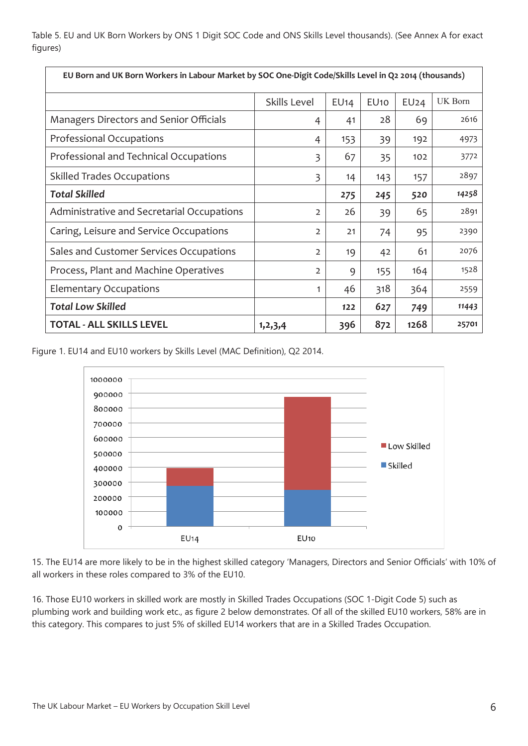Table 5. EU and UK Born Workers by ONS 1 Digit SOC Code and ONS Skills Level thousands). (See Annex A for exact figures)

| EU Born and UK Born Workers in Labour Market by SOC One-Digit Code/Skills Level in Q2 2014 (thousands) | | | | | |
|---|---|---|---|---|---|
| | Skills Level | EU14 | EU10 | EU24 | UK Born |
| Managers Directors and Senior Officials | 4 | 41 | 28 | 69 | 2616 |
| Professional Occupations | 4 | 153 | 39 | 192 | 4973 |
| Professional and Technical Occupations | 3 | 67 | 35 | 102 | 3772 |
| Skilled Trades Occupations | 3 | 14 | 143 | 157 | 2897 |
| ***Total Skilled*** | | **275** | **245** | **520** | **14258** |
| Administrative and Secretarial Occupations | 2 | 26 | 39 | 65 | 2891 |
| Caring, Leisure and Service Occupations | 2 | 21 | 74 | 95 | 2390 |
| Sales and Customer Services Occupations | 2 | 19 | 42 | 61 | 2076 |
| Process, Plant and Machine Operatives | 2 | 9 | 155 | 164 | 1528 |
| Elementary Occupations | 1 | 46 | 318 | 364 | 2559 |
| ***Total Low Skilled*** | | **122** | **627** | **749** | **11443** |
| **TOTAL - ALL SKILLS LEVEL** | **1,2,3,4** | **396** | **872** | **1268** | **25701** |

Figure 1. EU14 and EU10 workers by Skills Level (MAC Definition), Q2 2014.

15. The EU14 are more likely to be in the highest skilled category 'Managers, Directors and Senior Officials' with 10% of all workers in these roles compared to 3% of the EU10.

16. Those EU10 workers in skilled work are mostly in Skilled Trades Occupations (SOC 1-Digit Code 5) such as plumbing work and building work etc., as figure 2 below demonstrates. Of all of the skilled EU10 workers, 58% are in this category. This compares to just 5% of skilled EU14 workers that are in a Skilled Trades Occupation.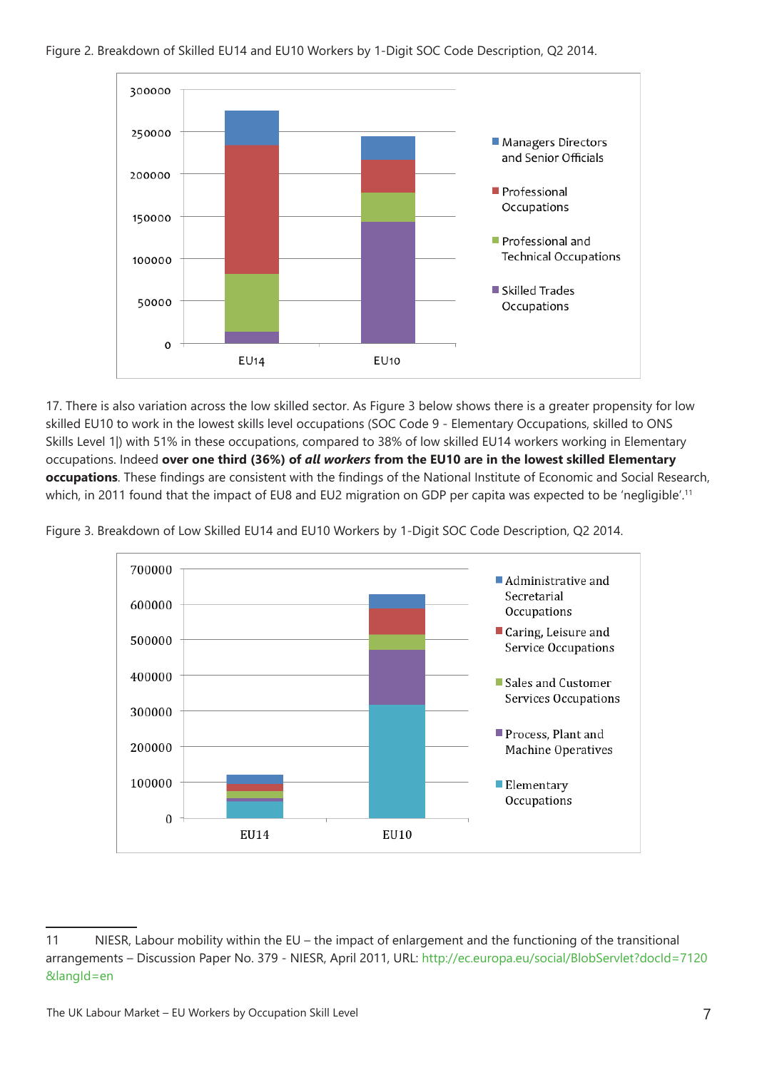Figure 2. Breakdown of Skilled EU14 and EU10 Workers by 1-Digit SOC Code Description, Q2 2014.

Figure 3 below shows a greater propensity for low skilled EU10 workers to work in the lowest skills level occupations.

17. There is also variation across the low skilled sector. As Figure 3 below shows there is a greater propensity for low skilled EU10 to work in the lowest skills level occupations (SOC Code 9 - Elementary Occupations, skilled to ONS Skills Level 1|) with 51% in these occupations, compared to 38% of low skilled EU14 workers working in Elementary occupations. Indeed **over one third (36%) of *all workers* from the EU10 are in the lowest skilled Elementary occupations**. These findings are consistent with the findings of the National Institute of Economic and Social Research, which, in 2011 found that the impact of EU8 and EU2 migration on GDP per capita was expected to be 'negligible'.[11]

Figure 3. Breakdown of Low Skilled EU14 and EU10 Workers by 1-Digit SOC Code Description, Q2 2014.

11 NIESR, Labour mobility within the EU – the impact of enlargement and the functioning of the transitional arrangements – Discussion Paper No. 379 - NIESR, April 2011, URL: http://ec.europa.eu/social/BlobServlet?docId=7120&langId=en

Figure 2. Breakdown of Skilled EU14 and EU10 Workers by 1-Digit SOC Code Description, Q2 2014.

17. There is also variation across the low skilled sector. As Figure 3 below shows there is a greater propensity for low skilled EU10 to work in the lowest skills level occupations (SOC Code 9 - Elementary Occupations, skilled to ONS Skills Level 1|) with 51% in these occupations, compared to 38% of low skilled EU14 workers working in Elementary occupations. Indeed **over one third (36%) of *all workers* from the EU10 are in the lowest skilled Elementary occupations**. These findings are consistent with the findings of the National Institute of Economic and Social Research, which, in 2011 found that the impact of EU8 and EU2 migration on GDP per capita was expected to be 'negligible'.[11]

Figure 3. Breakdown of Low Skilled EU14 and EU10 Workers by 1-Digit SOC Code Description, Q2 2014.

11 NIESR, Labour mobility within the EU – the impact of enlargement and the functioning of the transitional arrangements – Discussion Paper No. 379 - NIESR, April 2011, URL: http://ec.europa.eu/social/BlobServlet?docId=7120&langId=en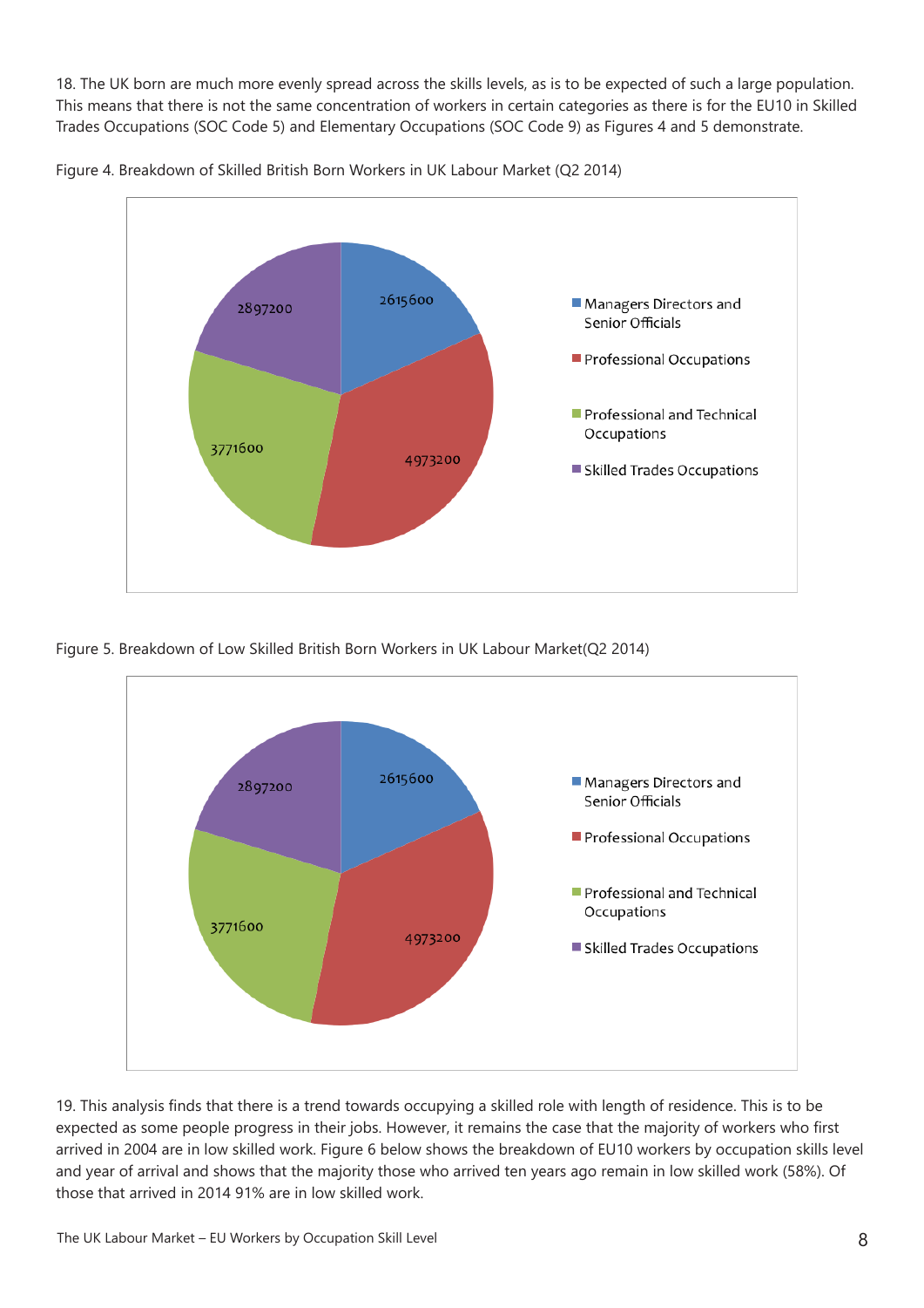18. The UK born are much more evenly spread across the skills levels, as is to be expected of such a large population. This means that there is not the same concentration of workers in certain categories as there is for the EU10 in Skilled Trades Occupations (SOC Code 5) and Elementary Occupations (SOC Code 9) as Figures 4 and 5 demonstrate.

Figure 4. Breakdown of Skilled British Born Workers in UK Labour Market (Q2 2014)

| Category | Workers |
|---|---|
| Managers Directors and Senior Officials | 2615600 |
| Professional Occupations | 4973200 |
| Professional and Technical Occupations | 3771600 |
| Skilled Trades Occupations | 2897200 |

Figure 5. Breakdown of Low Skilled British Born Workers in UK Labour Market(Q2 2014)

| Category | Workers |
|---|---|
| Managers Directors and Senior Officials | 2615600 |
| Professional Occupations | 4973200 |
| Professional and Technical Occupations | 3771600 |
| Skilled Trades Occupations | 2897200 |

19. This analysis finds that there is a trend towards occupying a skilled role with length of residence. This is to be expected as some people progress in their jobs. However, it remains the case that the majority of workers who first arrived in 2004 are in low skilled work. Figure 6 below shows the breakdown of EU10 workers by occupation skills level and year of arrival and shows that the majority those who arrived ten years ago remain in low skilled work (58%). Of those that arrived in 2014 91% are in low skilled work.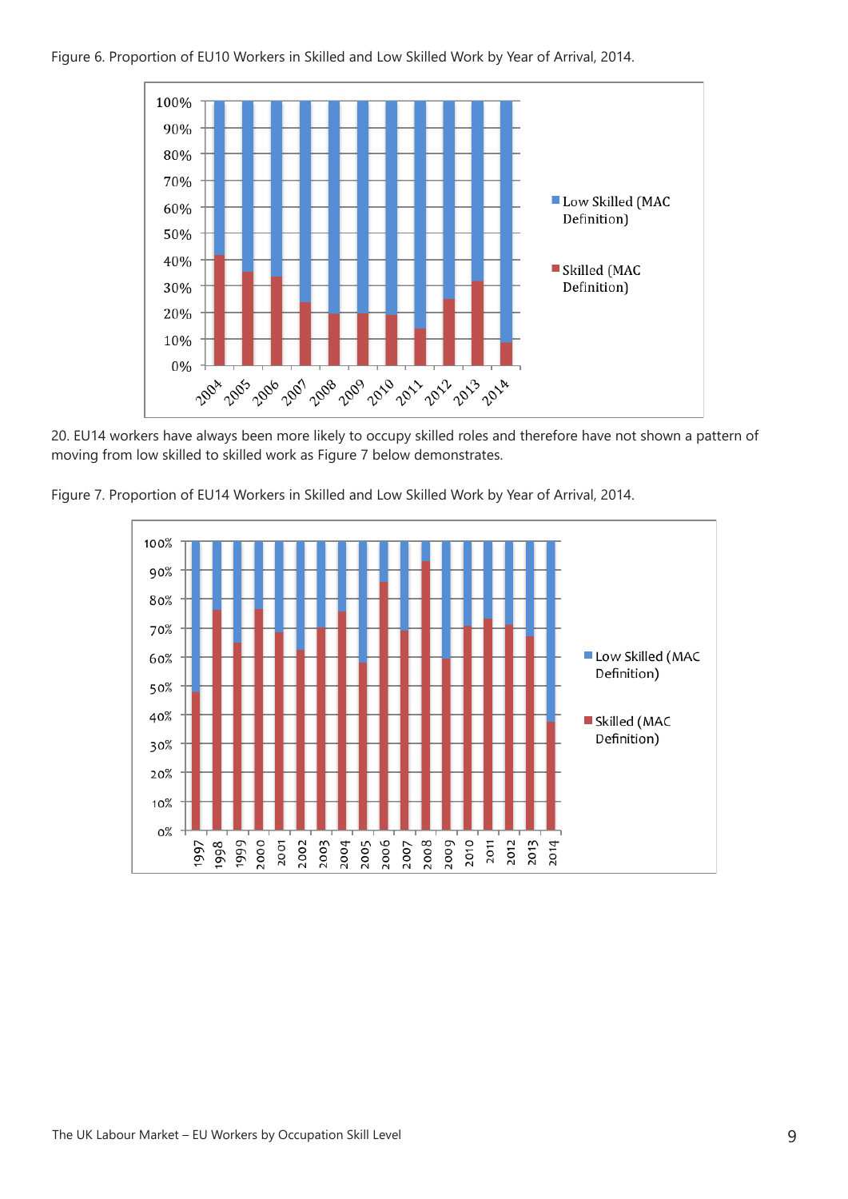Figure 6. Proportion of EU10 Workers in Skilled and Low Skilled Work by Year of Arrival, 2014.

20. EU14 workers have always been more likely to occupy skilled roles and therefore have not shown a pattern of moving from low skilled to skilled work as Figure 7 below demonstrates.

Figure 7. Proportion of EU14 Workers in Skilled and Low Skilled Work by Year of Arrival, 2014.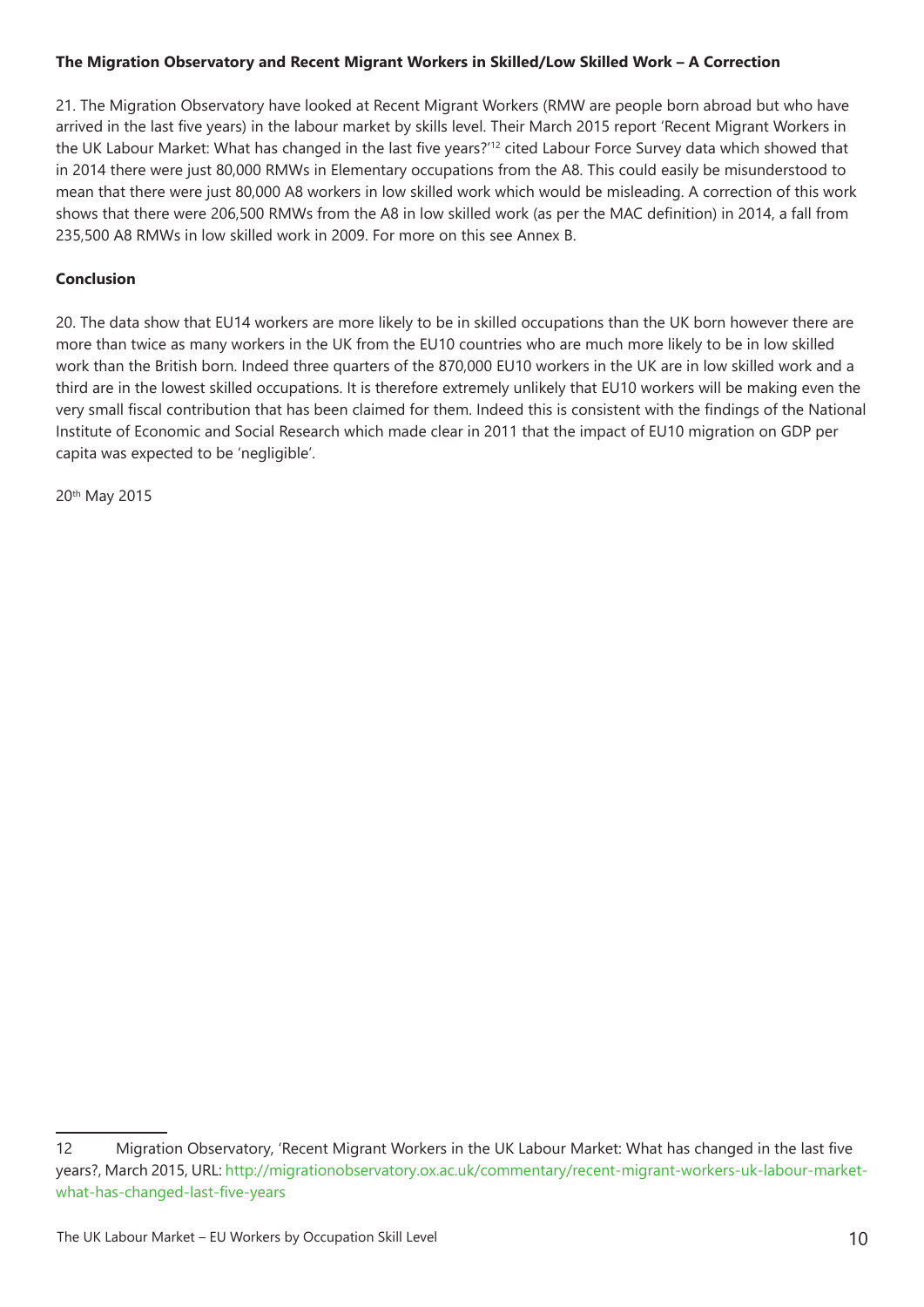**The Migration Observatory and Recent Migrant Workers in Skilled/Low Skilled Work – A Correction**

21. The Migration Observatory have looked at Recent Migrant Workers (RMW are people born abroad but who have arrived in the last five years) in the labour market by skills level. Their March 2015 report 'Recent Migrant Workers in the UK Labour Market: What has changed in the last five years?'[12] cited Labour Force Survey data which showed that in 2014 there were just 80,000 RMWs in Elementary occupations from the A8. This could easily be misunderstood to mean that there were just 80,000 A8 workers in low skilled work which would be misleading. A correction of this work shows that there were 206,500 RMWs from the A8 in low skilled work (as per the MAC definition) in 2014, a fall from 235,500 A8 RMWs in low skilled work in 2009. For more on this see Annex B.

**Conclusion**

20. The data show that EU14 workers are more likely to be in skilled occupations than the UK born however there are more than twice as many workers in the UK from the EU10 countries who are much more likely to be in low skilled work than the British born. Indeed three quarters of the 870,000 EU10 workers in the UK are in low skilled work and a third are in the lowest skilled occupations. It is therefore extremely unlikely that EU10 workers will be making even the very small fiscal contribution that has been claimed for them. Indeed this is consistent with the findings of the National Institute of Economic and Social Research which made clear in 2011 that the impact of EU10 migration on GDP per capita was expected to be 'negligible'.

20th May 2015

---

12 Migration Observatory, 'Recent Migrant Workers in the UK Labour Market: What has changed in the last five years?, March 2015, URL: http://migrationobservatory.ox.ac.uk/commentary/recent-migrant-workers-uk-labour-market-what-has-changed-last-five-years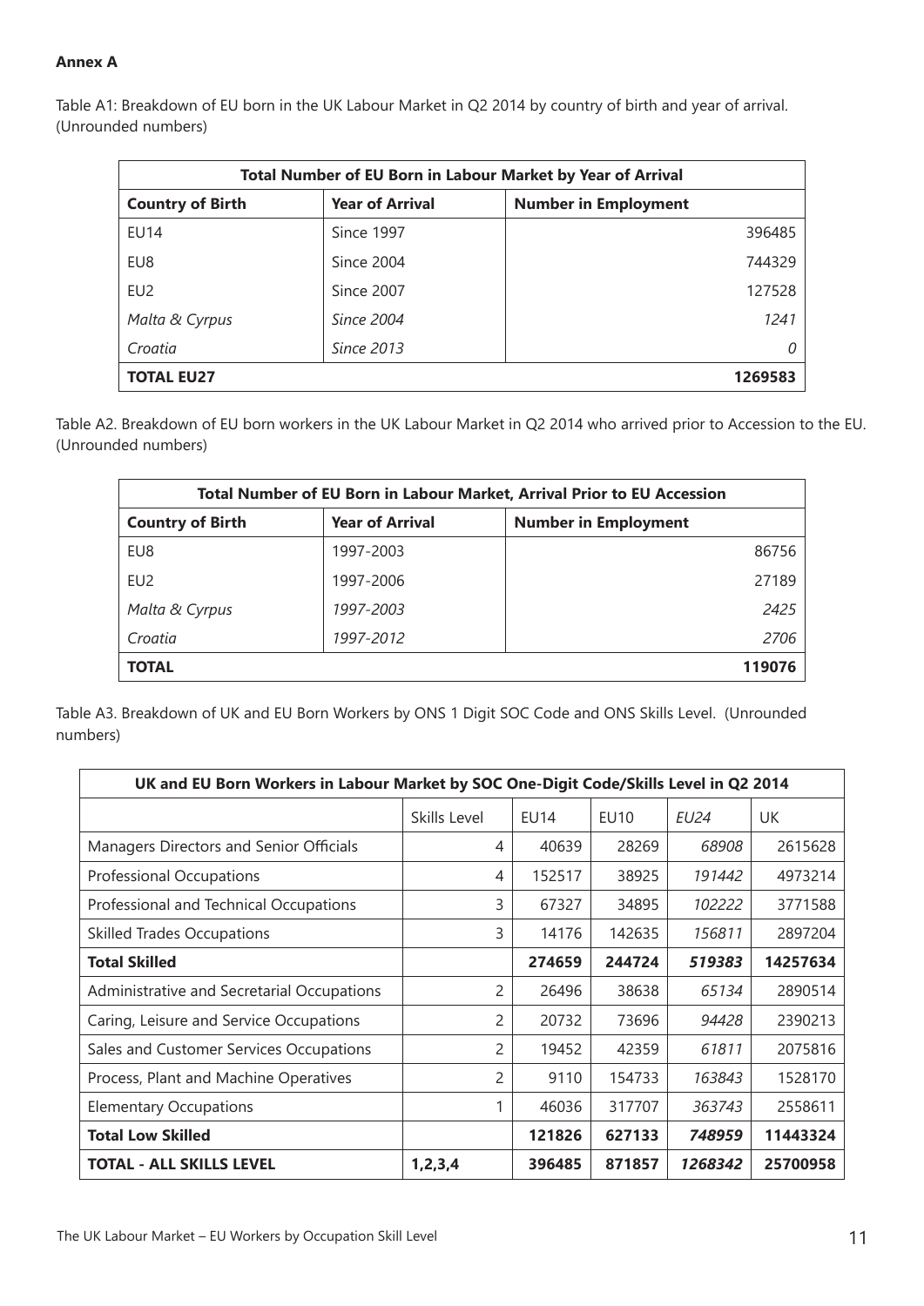**Annex A**

Table A1: Breakdown of EU born in the UK Labour Market in Q2 2014 by country of birth and year of arrival. (Unrounded numbers)

| Total Number of EU Born in Labour Market by Year of Arrival | | |
|---|---|---|
| **Country of Birth** | **Year of Arrival** | **Number in Employment** |
| EU14 | Since 1997 | 396485 |
| EU8 | Since 2004 | 744329 |
| EU2 | Since 2007 | 127528 |
| *Malta & Cyrpus* | *Since 2004* | *1241* |
| *Croatia* | *Since 2013* | *0* |
| **TOTAL EU27** | | **1269583** |

Table A2. Breakdown of EU born workers in the UK Labour Market in Q2 2014 who arrived prior to Accession to the EU. (Unrounded numbers)

| Total Number of EU Born in Labour Market, Arrival Prior to EU Accession | | |
|---|---|---|
| **Country of Birth** | **Year of Arrival** | **Number in Employment** |
| EU8 | 1997-2003 | 86756 |
| EU2 | 1997-2006 | 27189 |
| *Malta & Cyrpus* | *1997-2003* | *2425* |
| *Croatia* | *1997-2012* | *2706* |
| **TOTAL** | | **119076** |

Table A3. Breakdown of UK and EU Born Workers by ONS 1 Digit SOC Code and ONS Skills Level. (Unrounded numbers)

| UK and EU Born Workers in Labour Market by SOC One-Digit Code/Skills Level in Q2 2014 | | | | | |
|---|---|---|---|---|---|
| | Skills Level | EU14 | EU10 | *EU24* | UK |
| Managers Directors and Senior Officials | 4 | 40639 | 28269 | *68908* | 2615628 |
| Professional Occupations | 4 | 152517 | 38925 | *191442* | 4973214 |
| Professional and Technical Occupations | 3 | 67327 | 34895 | *102222* | 3771588 |
| Skilled Trades Occupations | 3 | 14176 | 142635 | *156811* | 2897204 |
| **Total Skilled** | | **274659** | **244724** | ***519383*** | **14257634** |
| Administrative and Secretarial Occupations | 2 | 26496 | 38638 | *65134* | 2890514 |
| Caring, Leisure and Service Occupations | 2 | 20732 | 73696 | *94428* | 2390213 |
| Sales and Customer Services Occupations | 2 | 19452 | 42359 | *61811* | 2075816 |
| Process, Plant and Machine Operatives | 2 | 9110 | 154733 | *163843* | 1528170 |
| Elementary Occupations | 1 | 46036 | 317707 | *363743* | 2558611 |
| **Total Low Skilled** | | **121826** | **627133** | ***748959*** | **11443324** |
| **TOTAL - ALL SKILLS LEVEL** | **1,2,3,4** | **396485** | **871857** | ***1268342*** | **25700958** |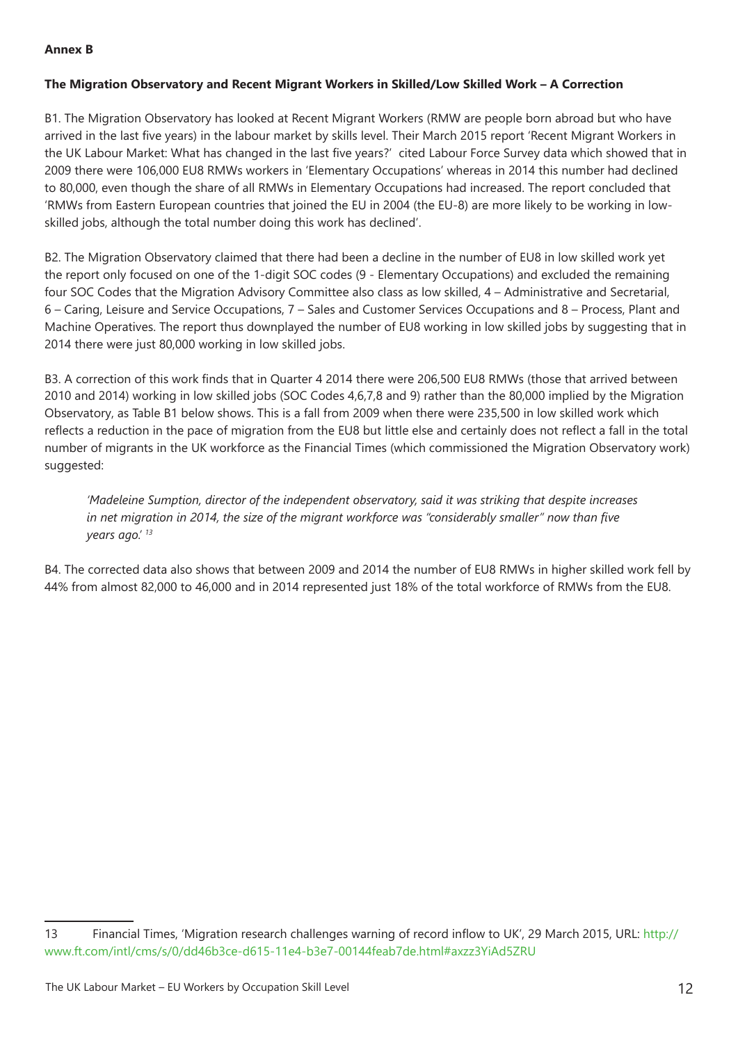**Annex B**

**The Migration Observatory and Recent Migrant Workers in Skilled/Low Skilled Work – A Correction**

B1. The Migration Observatory has looked at Recent Migrant Workers (RMW are people born abroad but who have arrived in the last five years) in the labour market by skills level. Their March 2015 report 'Recent Migrant Workers in the UK Labour Market: What has changed in the last five years?' cited Labour Force Survey data which showed that in 2009 there were 106,000 EU8 RMWs workers in 'Elementary Occupations' whereas in 2014 this number had declined to 80,000, even though the share of all RMWs in Elementary Occupations had increased. The report concluded that 'RMWs from Eastern European countries that joined the EU in 2004 (the EU-8) are more likely to be working in low-skilled jobs, although the total number doing this work has declined'.

B2. The Migration Observatory claimed that there had been a decline in the number of EU8 in low skilled work yet the report only focused on one of the 1-digit SOC codes (9 - Elementary Occupations) and excluded the remaining four SOC Codes that the Migration Advisory Committee also class as low skilled, 4 – Administrative and Secretarial, 6 – Caring, Leisure and Service Occupations, 7 – Sales and Customer Services Occupations and 8 – Process, Plant and Machine Operatives. The report thus downplayed the number of EU8 working in low skilled jobs by suggesting that in 2014 there were just 80,000 working in low skilled jobs.

B3. A correction of this work finds that in Quarter 4 2014 there were 206,500 EU8 RMWs (those that arrived between 2010 and 2014) working in low skilled jobs (SOC Codes 4,6,7,8 and 9) rather than the 80,000 implied by the Migration Observatory, as Table B1 below shows. This is a fall from 2009 when there were 235,500 in low skilled work which reflects a reduction in the pace of migration from the EU8 but little else and certainly does not reflect a fall in the total number of migrants in the UK workforce as the Financial Times (which commissioned the Migration Observatory work) suggested:

> *'Madeleine Sumption, director of the independent observatory, said it was striking that despite increases in net migration in 2014, the size of the migrant workforce was "considerably smaller" now than five years ago.'* [13]

B4. The corrected data also shows that between 2009 and 2014 the number of EU8 RMWs in higher skilled work fell by 44% from almost 82,000 to 46,000 and in 2014 represented just 18% of the total workforce of RMWs from the EU8.

---

13 Financial Times, 'Migration research challenges warning of record inflow to UK', 29 March 2015, URL: http://www.ft.com/intl/cms/s/0/dd46b3ce-d615-11e4-b3e7-00144feab7de.html#axzz3YiAd5ZRU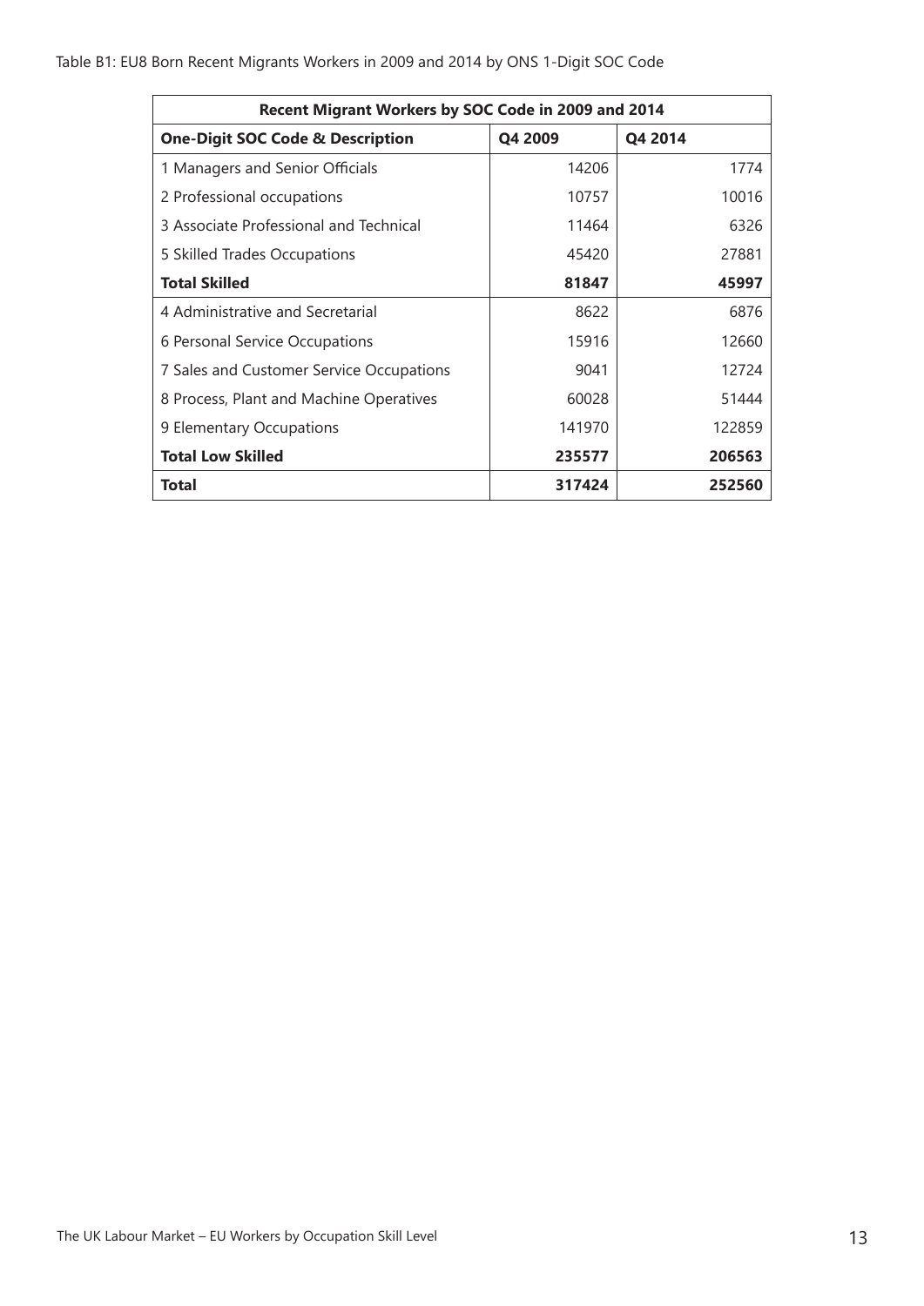Table B1: EU8 Born Recent Migrants Workers in 2009 and 2014 by ONS 1-Digit SOC Code

| Recent Migrant Workers by SOC Code in 2009 and 2014 | | |
|---|---|---|
| **One-Digit SOC Code & Description** | **Q4 2009** | **Q4 2014** |
| 1 Managers and Senior Officials | 14206 | 1774 |
| 2 Professional occupations | 10757 | 10016 |
| 3 Associate Professional and Technical | 11464 | 6326 |
| 5 Skilled Trades Occupations | 45420 | 27881 |
| **Total Skilled** | **81847** | **45997** |
| 4 Administrative and Secretarial | 8622 | 6876 |
| 6 Personal Service Occupations | 15916 | 12660 |
| 7 Sales and Customer Service Occupations | 9041 | 12724 |
| 8 Process, Plant and Machine Operatives | 60028 | 51444 |
| 9 Elementary Occupations | 141970 | 122859 |
| **Total Low Skilled** | **235577** | **206563** |
| **Total** | **317424** | **252560** |